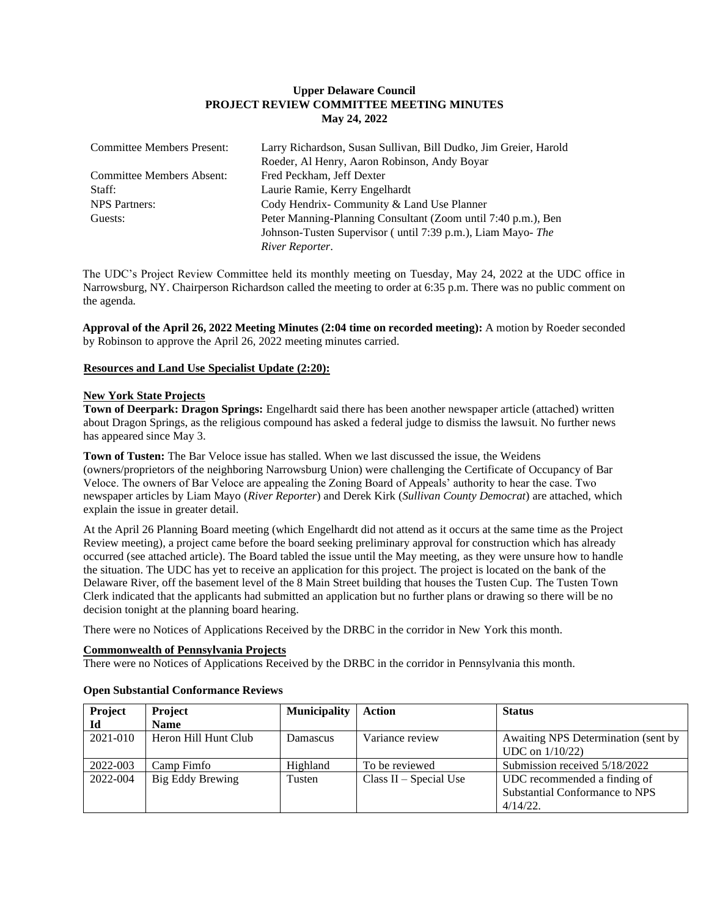**Upper Delaware Council**
**PROJECT REVIEW COMMITTEE MEETING MINUTES**
**May 24, 2022**

| | |
|---|---|
| Committee Members Present: | Larry Richardson, Susan Sullivan, Bill Dudko, Jim Greier, Harold Roeder, Al Henry, Aaron Robinson, Andy Boyar |
| Committee Members Absent: | Fred Peckham, Jeff Dexter |
| Staff: | Laurie Ramie, Kerry Engelhardt |
| NPS Partners: | Cody Hendrix- Community & Land Use Planner |
| Guests: | Peter Manning-Planning Consultant (Zoom until 7:40 p.m.), Ben Johnson-Tusten Supervisor ( until 7:39 p.m.), Liam Mayo- *The River Reporter*. |

The UDC's Project Review Committee held its monthly meeting on Tuesday, May 24, 2022 at the UDC office in Narrowsburg, NY. Chairperson Richardson called the meeting to order at 6:35 p.m. There was no public comment on the agenda.

**Approval of the April 26, 2022 Meeting Minutes (2:04 time on recorded meeting):** A motion by Roeder seconded by Robinson to approve the April 26, 2022 meeting minutes carried.

**Resources and Land Use Specialist Update (2:20):**

**New York State Projects**

**Town of Deerpark: Dragon Springs:** Engelhardt said there has been another newspaper article (attached) written about Dragon Springs, as the religious compound has asked a federal judge to dismiss the lawsuit. No further news has appeared since May 3.

**Town of Tusten:** The Bar Veloce issue has stalled. When we last discussed the issue, the Weidens (owners/proprietors of the neighboring Narrowsburg Union) were challenging the Certificate of Occupancy of Bar Veloce. The owners of Bar Veloce are appealing the Zoning Board of Appeals' authority to hear the case. Two newspaper articles by Liam Mayo (*River Reporter*) and Derek Kirk (*Sullivan County Democrat*) are attached, which explain the issue in greater detail.

At the April 26 Planning Board meeting (which Engelhardt did not attend as it occurs at the same time as the Project Review meeting), a project came before the board seeking preliminary approval for construction which has already occurred (see attached article). The Board tabled the issue until the May meeting, as they were unsure how to handle the situation. The UDC has yet to receive an application for this project. The project is located on the bank of the Delaware River, off the basement level of the 8 Main Street building that houses the Tusten Cup. The Tusten Town Clerk indicated that the applicants had submitted an application but no further plans or drawing so there will be no decision tonight at the planning board hearing.

There were no Notices of Applications Received by the DRBC in the corridor in New York this month.

**Commonwealth of Pennsylvania Projects**

There were no Notices of Applications Received by the DRBC in the corridor in Pennsylvania this month.

**Open Substantial Conformance Reviews**

| Project Id | Project Name | Municipality | Action | Status |
|---|---|---|---|---|
| 2021-010 | Heron Hill Hunt Club | Damascus | Variance review | Awaiting NPS Determination (sent by UDC on 1/10/22) |
| 2022-003 | Camp Fimfo | Highland | To be reviewed | Submission received 5/18/2022 |
| 2022-004 | Big Eddy Brewing | Tusten | Class II – Special Use | UDC recommended a finding of Substantial Conformance to NPS 4/14/22. |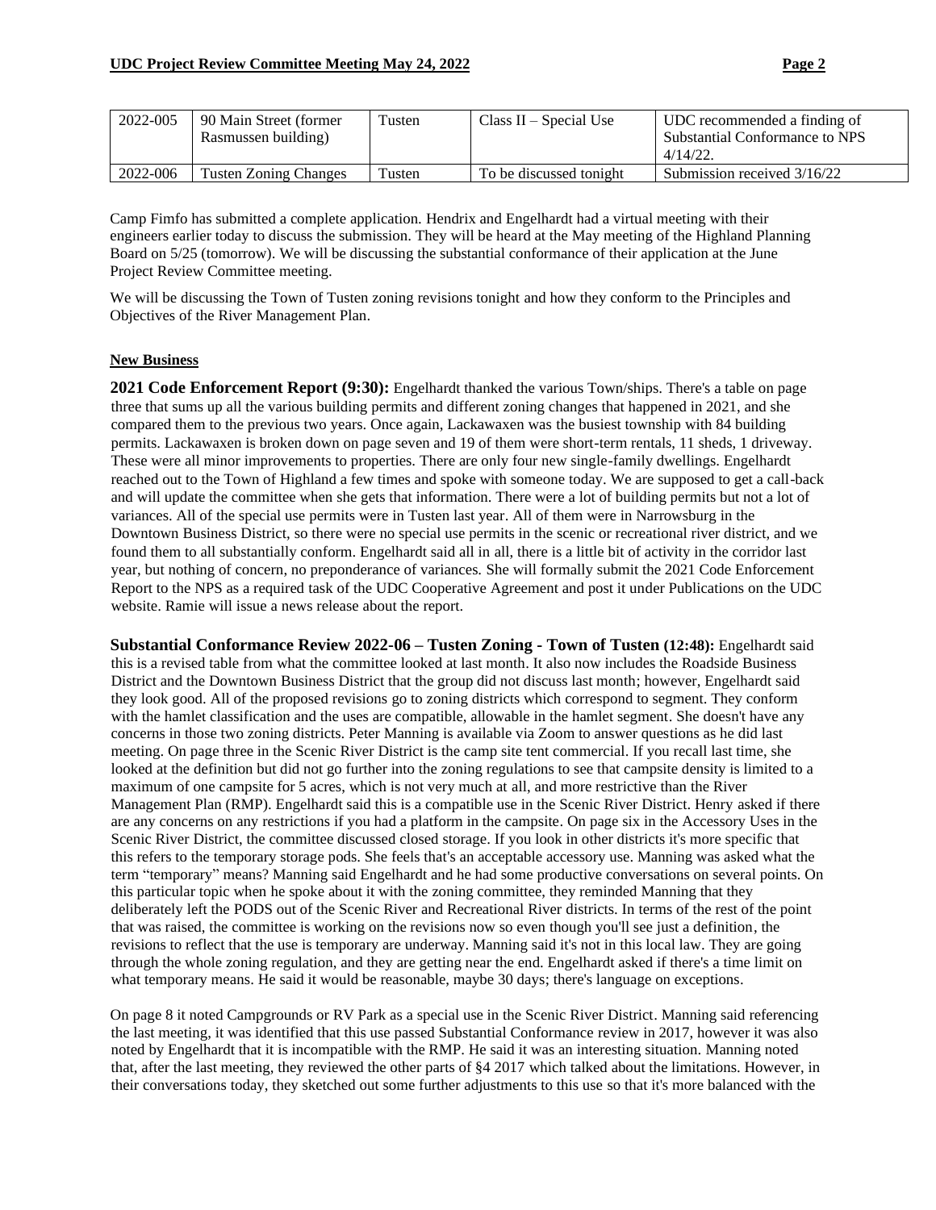| 2022-005 | 90 Main Street (former Rasmussen building) | Tusten | Class II – Special Use | UDC recommended a finding of Substantial Conformance to NPS 4/14/22. |
|---|---|---|---|---|
| 2022-006 | Tusten Zoning Changes | Tusten | To be discussed tonight | Submission received 3/16/22 |

Camp Fimfo has submitted a complete application. Hendrix and Engelhardt had a virtual meeting with their engineers earlier today to discuss the submission. They will be heard at the May meeting of the Highland Planning Board on 5/25 (tomorrow). We will be discussing the substantial conformance of their application at the June Project Review Committee meeting.

We will be discussing the Town of Tusten zoning revisions tonight and how they conform to the Principles and Objectives of the River Management Plan.

**New Business**

**2021 Code Enforcement Report (9:30):** Engelhardt thanked the various Town/ships. There's a table on page three that sums up all the various building permits and different zoning changes that happened in 2021, and she compared them to the previous two years. Once again, Lackawaxen was the busiest township with 84 building permits. Lackawaxen is broken down on page seven and 19 of them were short-term rentals, 11 sheds, 1 driveway. These were all minor improvements to properties. There are only four new single-family dwellings. Engelhardt reached out to the Town of Highland a few times and spoke with someone today. We are supposed to get a call-back and will update the committee when she gets that information. There were a lot of building permits but not a lot of variances. All of the special use permits were in Tusten last year. All of them were in Narrowsburg in the Downtown Business District, so there were no special use permits in the scenic or recreational river district, and we found them to all substantially conform. Engelhardt said all in all, there is a little bit of activity in the corridor last year, but nothing of concern, no preponderance of variances. She will formally submit the 2021 Code Enforcement Report to the NPS as a required task of the UDC Cooperative Agreement and post it under Publications on the UDC website. Ramie will issue a news release about the report.

**Substantial Conformance Review 2022-06 – Tusten Zoning - Town of Tusten (12:48):** Engelhardt said this is a revised table from what the committee looked at last month. It also now includes the Roadside Business District and the Downtown Business District that the group did not discuss last month; however, Engelhardt said they look good. All of the proposed revisions go to zoning districts which correspond to segment. They conform with the hamlet classification and the uses are compatible, allowable in the hamlet segment. She doesn't have any concerns in those two zoning districts. Peter Manning is available via Zoom to answer questions as he did last meeting. On page three in the Scenic River District is the camp site tent commercial. If you recall last time, she looked at the definition but did not go further into the zoning regulations to see that campsite density is limited to a maximum of one campsite for 5 acres, which is not very much at all, and more restrictive than the River Management Plan (RMP). Engelhardt said this is a compatible use in the Scenic River District. Henry asked if there are any concerns on any restrictions if you had a platform in the campsite. On page six in the Accessory Uses in the Scenic River District, the committee discussed closed storage. If you look in other districts it's more specific that this refers to the temporary storage pods. She feels that's an acceptable accessory use. Manning was asked what the term "temporary" means? Manning said Engelhardt and he had some productive conversations on several points. On this particular topic when he spoke about it with the zoning committee, they reminded Manning that they deliberately left the PODS out of the Scenic River and Recreational River districts. In terms of the rest of the point that was raised, the committee is working on the revisions now so even though you'll see just a definition, the revisions to reflect that the use is temporary are underway. Manning said it's not in this local law. They are going through the whole zoning regulation, and they are getting near the end. Engelhardt asked if there's a time limit on what temporary means. He said it would be reasonable, maybe 30 days; there's language on exceptions.

On page 8 it noted Campgrounds or RV Park as a special use in the Scenic River District. Manning said referencing the last meeting, it was identified that this use passed Substantial Conformance review in 2017, however it was also noted by Engelhardt that it is incompatible with the RMP. He said it was an interesting situation. Manning noted that, after the last meeting, they reviewed the other parts of §4 2017 which talked about the limitations. However, in their conversations today, they sketched out some further adjustments to this use so that it's more balanced with the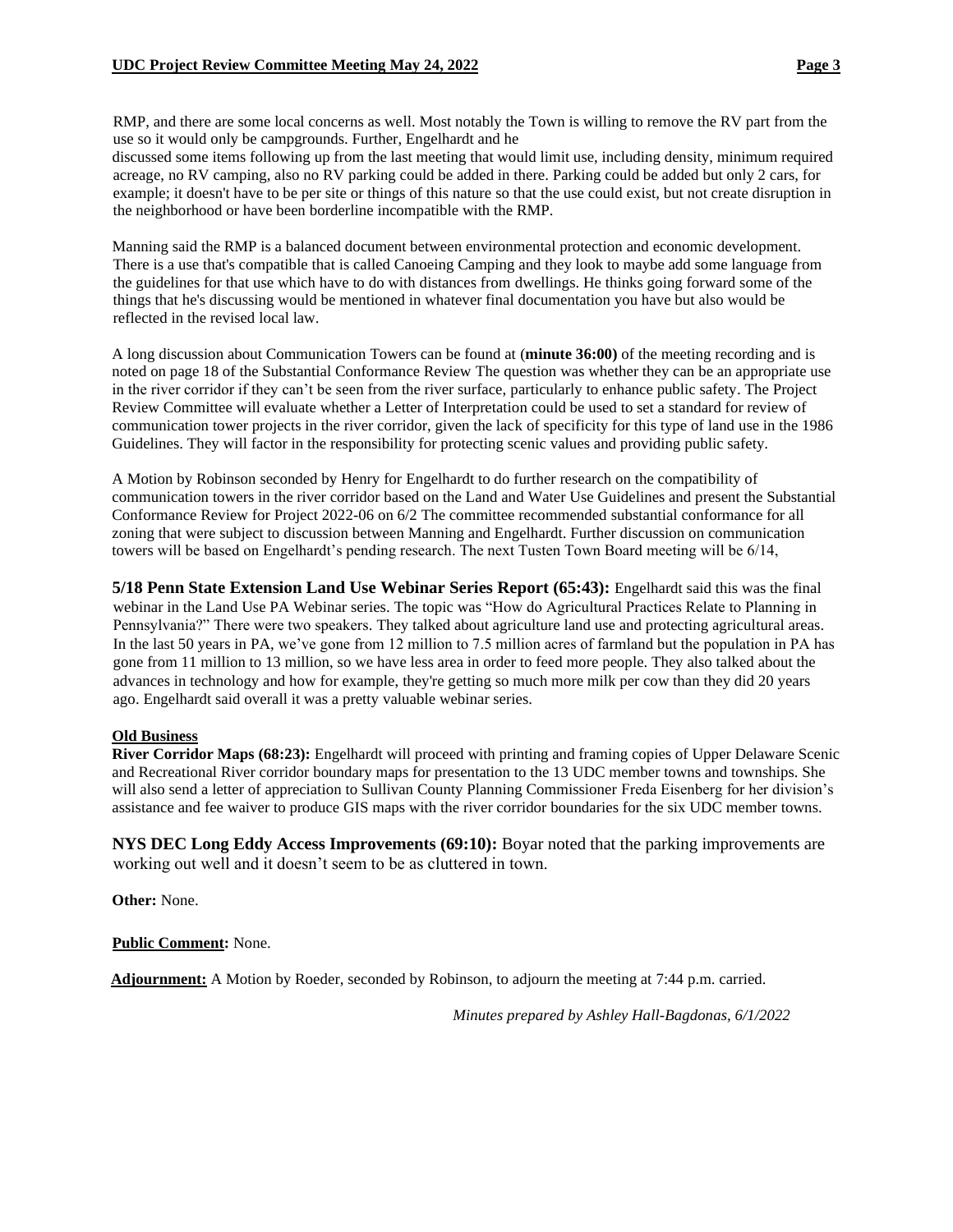RMP, and there are some local concerns as well. Most notably the Town is willing to remove the RV part from the use so it would only be campgrounds. Further, Engelhardt and he discussed some items following up from the last meeting that would limit use, including density, minimum required acreage, no RV camping, also no RV parking could be added in there. Parking could be added but only 2 cars, for example; it doesn't have to be per site or things of this nature so that the use could exist, but not create disruption in the neighborhood or have been borderline incompatible with the RMP.

Manning said the RMP is a balanced document between environmental protection and economic development. There is a use that's compatible that is called Canoeing Camping and they look to maybe add some language from the guidelines for that use which have to do with distances from dwellings. He thinks going forward some of the things that he's discussing would be mentioned in whatever final documentation you have but also would be reflected in the revised local law.

A long discussion about Communication Towers can be found at (**minute 36:00)** of the meeting recording and is noted on page 18 of the Substantial Conformance Review The question was whether they can be an appropriate use in the river corridor if they can't be seen from the river surface, particularly to enhance public safety. The Project Review Committee will evaluate whether a Letter of Interpretation could be used to set a standard for review of communication tower projects in the river corridor, given the lack of specificity for this type of land use in the 1986 Guidelines. They will factor in the responsibility for protecting scenic values and providing public safety.

A Motion by Robinson seconded by Henry for Engelhardt to do further research on the compatibility of communication towers in the river corridor based on the Land and Water Use Guidelines and present the Substantial Conformance Review for Project 2022-06 on 6/2 The committee recommended substantial conformance for all zoning that were subject to discussion between Manning and Engelhardt. Further discussion on communication towers will be based on Engelhardt's pending research. The next Tusten Town Board meeting will be 6/14,

**5/18 Penn State Extension Land Use Webinar Series Report (65:43):** Engelhardt said this was the final webinar in the Land Use PA Webinar series. The topic was "How do Agricultural Practices Relate to Planning in Pennsylvania?" There were two speakers. They talked about agriculture land use and protecting agricultural areas. In the last 50 years in PA, we've gone from 12 million to 7.5 million acres of farmland but the population in PA has gone from 11 million to 13 million, so we have less area in order to feed more people. They also talked about the advances in technology and how for example, they're getting so much more milk per cow than they did 20 years ago. Engelhardt said overall it was a pretty valuable webinar series.

**Old Business**

**River Corridor Maps (68:23):** Engelhardt will proceed with printing and framing copies of Upper Delaware Scenic and Recreational River corridor boundary maps for presentation to the 13 UDC member towns and townships. She will also send a letter of appreciation to Sullivan County Planning Commissioner Freda Eisenberg for her division's assistance and fee waiver to produce GIS maps with the river corridor boundaries for the six UDC member towns.

**NYS DEC Long Eddy Access Improvements (69:10):** Boyar noted that the parking improvements are working out well and it doesn't seem to be as cluttered in town.

**Other:** None.

**Public Comment:** None.

**Adjournment:** A Motion by Roeder, seconded by Robinson, to adjourn the meeting at 7:44 p.m. carried.

*Minutes prepared by Ashley Hall-Bagdonas, 6/1/2022*